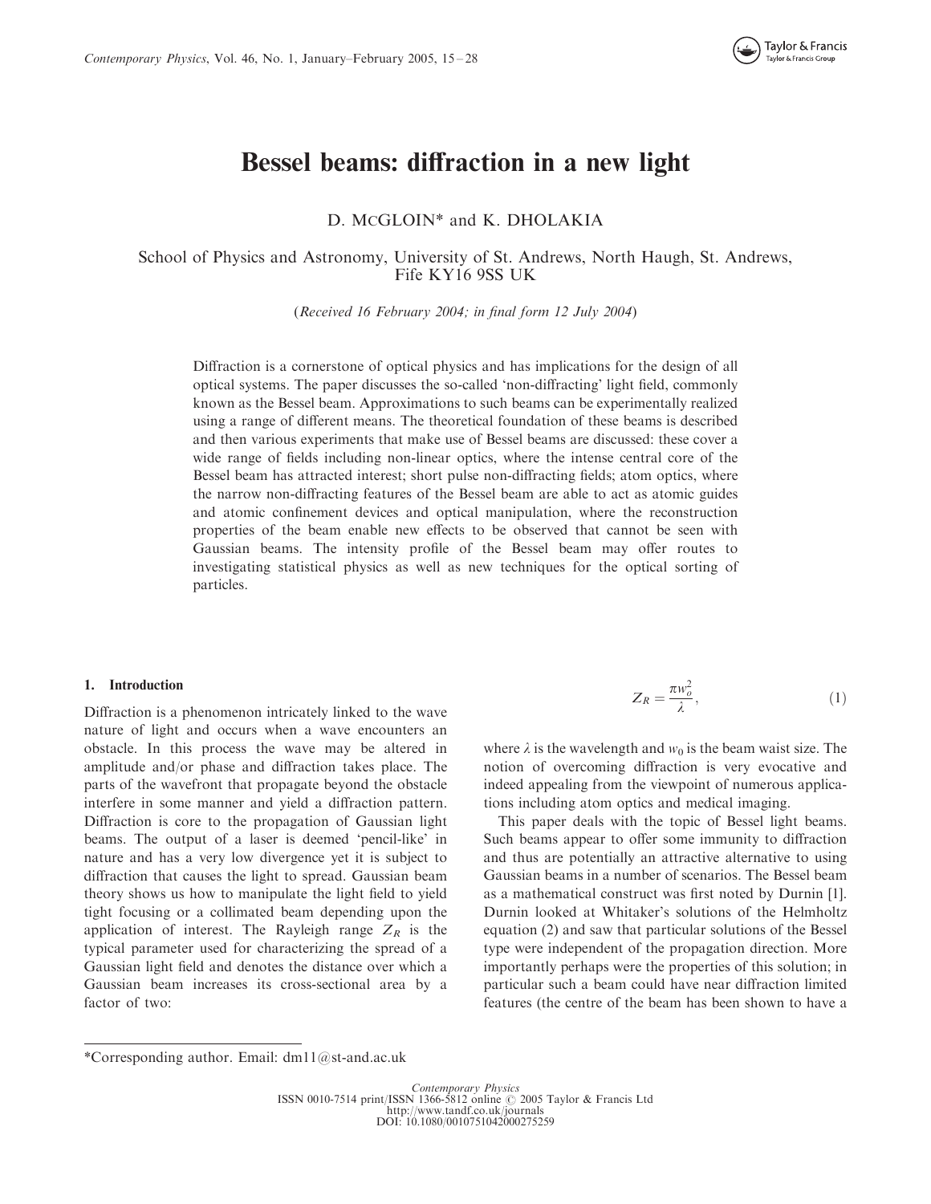# Bessel beams: diffraction in a new light

D. McGLOIN* and K. DHOLAKIA

School of Physics and Astronomy, University of St. Andrews, North Haugh, St. Andrews, Fife KY16 9SS UK

(*Received 16 February 2004; in final form 12 July 2004*)

Diffraction is a cornerstone of optical physics and has implications for the design of all optical systems. The paper discusses the so-called 'non-diffracting' light field, commonly known as the Bessel beam. Approximations to such beams can be experimentally realized using a range of different means. The theoretical foundation of these beams is described and then various experiments that make use of Bessel beams are discussed: these cover a wide range of fields including non-linear optics, where the intense central core of the Bessel beam has attracted interest; short pulse non-diffracting fields; atom optics, where the narrow non-diffracting features of the Bessel beam are able to act as atomic guides and atomic confinement devices and optical manipulation, where the reconstruction properties of the beam enable new effects to be observed that cannot be seen with Gaussian beams. The intensity profile of the Bessel beam may offer routes to investigating statistical physics as well as new techniques for the optical sorting of particles.

## 1. Introduction

Diffraction is a phenomenon intricately linked to the wave nature of light and occurs when a wave encounters an obstacle. In this process the wave may be altered in amplitude and/or phase and diffraction takes place. The parts of the wavefront that propagate beyond the obstacle interfere in some manner and yield a diffraction pattern. Diffraction is core to the propagation of Gaussian light beams. The output of a laser is deemed 'pencil-like' in nature and has a very low divergence yet it is subject to diffraction that causes the light to spread. Gaussian beam theory shows us how to manipulate the light field to yield tight focusing or a collimated beam depending upon the application of interest. The Rayleigh range $Z_R$ is the typical parameter used for characterizing the spread of a Gaussian light field and denotes the distance over which a Gaussian beam increases its cross-sectional area by a factor of two:

$$Z_R = \frac{\pi w_o^2}{\lambda}, \tag{1}$$

where $\lambda$ is the wavelength and $w_0$ is the beam waist size. The notion of overcoming diffraction is very evocative and indeed appealing from the viewpoint of numerous applications including atom optics and medical imaging.

This paper deals with the topic of Bessel light beams. Such beams appear to offer some immunity to diffraction and thus are potentially an attractive alternative to using Gaussian beams in a number of scenarios. The Bessel beam as a mathematical construct was first noted by Durnin [1]. Durnin looked at Whitaker's solutions of the Helmholtz equation (2) and saw that particular solutions of the Bessel type were independent of the propagation direction. More importantly perhaps were the properties of this solution; in particular such a beam could have near diffraction limited features (the centre of the beam has been shown to have a

*Corresponding author. Email: dm11@st-and.ac.uk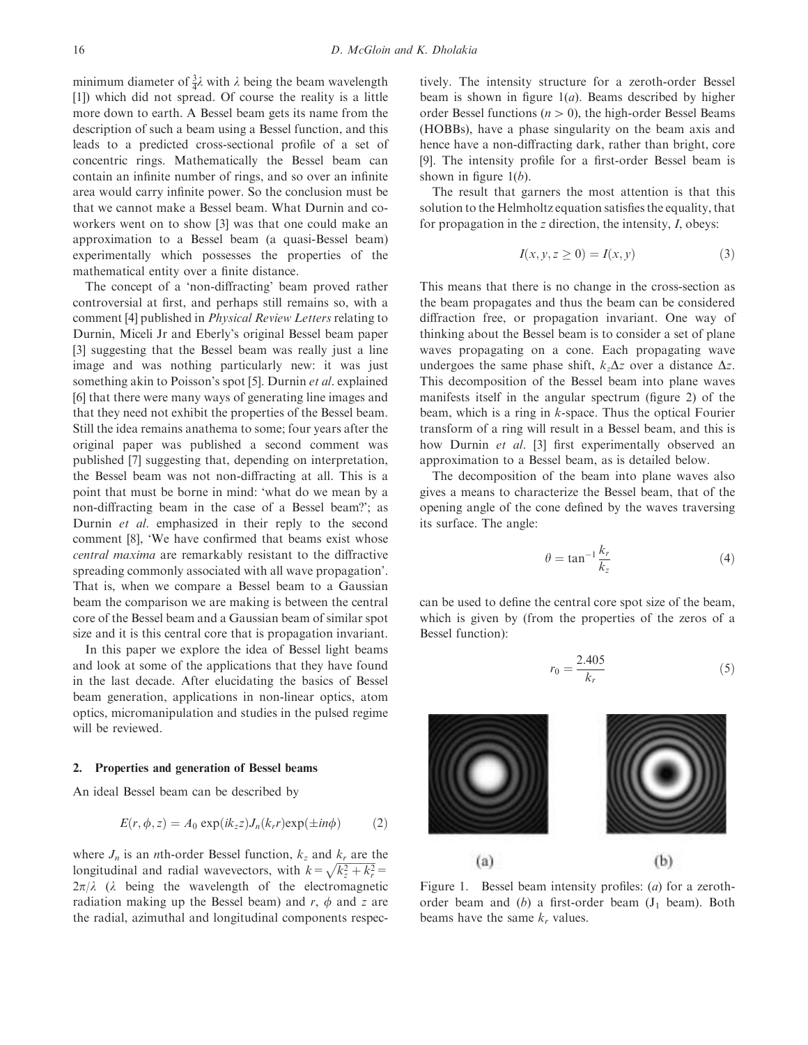minimum diameter of $\frac{3}{4}\lambda$ with $\lambda$ being the beam wavelength [1]) which did not spread. Of course the reality is a little more down to earth. A Bessel beam gets its name from the description of such a beam using a Bessel function, and this leads to a predicted cross-sectional profile of a set of concentric rings. Mathematically the Bessel beam can contain an infinite number of rings, and so over an infinite area would carry infinite power. So the conclusion must be that we cannot make a Bessel beam. What Durnin and co-workers went on to show [3] was that one could make an approximation to a Bessel beam (a quasi-Bessel beam) experimentally which possesses the properties of the mathematical entity over a finite distance.

The concept of a 'non-diffracting' beam proved rather controversial at first, and perhaps still remains so, with a comment [4] published in *Physical Review Letters* relating to Durnin, Miceli Jr and Eberly's original Bessel beam paper [3] suggesting that the Bessel beam was really just a line image and was nothing particularly new: it was just something akin to Poisson's spot [5]. Durnin *et al*. explained [6] that there were many ways of generating line images and that they need not exhibit the properties of the Bessel beam. Still the idea remains anathema to some; four years after the original paper was published a second comment was published [7] suggesting that, depending on interpretation, the Bessel beam was not non-diffracting at all. This is a point that must be borne in mind: 'what do we mean by a non-diffracting beam in the case of a Bessel beam?'; as Durnin *et al.* emphasized in their reply to the second comment [8], 'We have confirmed that beams exist whose *central maxima* are remarkably resistant to the diffractive spreading commonly associated with all wave propagation'. That is, when we compare a Bessel beam to a Gaussian beam the comparison we are making is between the central core of the Bessel beam and a Gaussian beam of similar spot size and it is this central core that is propagation invariant.

In this paper we explore the idea of Bessel light beams and look at some of the applications that they have found in the last decade. After elucidating the basics of Bessel beam generation, applications in non-linear optics, atom optics, micromanipulation and studies in the pulsed regime will be reviewed.

## 2. Properties and generation of Bessel beams

An ideal Bessel beam can be described by

$$E(r, \phi, z) = A_0 \exp(ik_z z) J_n(k_r r) \exp(\pm in\phi) \qquad (2)$$

where $J_n$ is an $n$th-order Bessel function, $k_z$ and $k_r$ are the longitudinal and radial wavevectors, with $k = \sqrt{k_z^2 + k_r^2} = 2\pi/\lambda$ ($\lambda$ being the wavelength of the electromagnetic radiation making up the Bessel beam) and $r$, $\phi$ and $z$ are the radial, azimuthal and longitudinal components respectively. The intensity structure for a zeroth-order Bessel beam is shown in figure 1(*a*). Beams described by higher order Bessel functions ($n > 0$), the high-order Bessel Beams (HOBBs), have a phase singularity on the beam axis and hence have a non-diffracting dark, rather than bright, core [9]. The intensity profile for a first-order Bessel beam is shown in figure 1(*b*).

The result that garners the most attention is that this solution to the Helmholtz equation satisfies the equality, that for propagation in the $z$ direction, the intensity, $I$, obeys:

$$I(x, y, z \geq 0) = I(x, y) \qquad (3)$$

This means that there is no change in the cross-section as the beam propagates and thus the beam can be considered diffraction free, or propagation invariant. One way of thinking about the Bessel beam is to consider a set of plane waves propagating on a cone. Each propagating wave undergoes the same phase shift, $k_z \Delta z$ over a distance $\Delta z$. This decomposition of the Bessel beam into plane waves manifests itself in the angular spectrum (figure 2) of the beam, which is a ring in $k$-space. Thus the optical Fourier transform of a ring will result in a Bessel beam, and this is how Durnin *et al*. [3] first experimentally observed an approximation to a Bessel beam, as is detailed below.

The decomposition of the beam into plane waves also gives a means to characterize the Bessel beam, that of the opening angle of the cone defined by the waves traversing its surface. The angle:

$$\theta = \tan^{-1} \frac{k_r}{k_z} \qquad (4)$$

can be used to define the central core spot size of the beam, which is given by (from the properties of the zeros of a Bessel function):

$$r_0 = \frac{2.405}{k_r} \qquad (5)$$

(a) (b)

Figure 1. Bessel beam intensity profiles: (*a*) for a zeroth-order beam and (*b*) a first-order beam ($J_1$ beam). Both beams have the same $k_r$ values.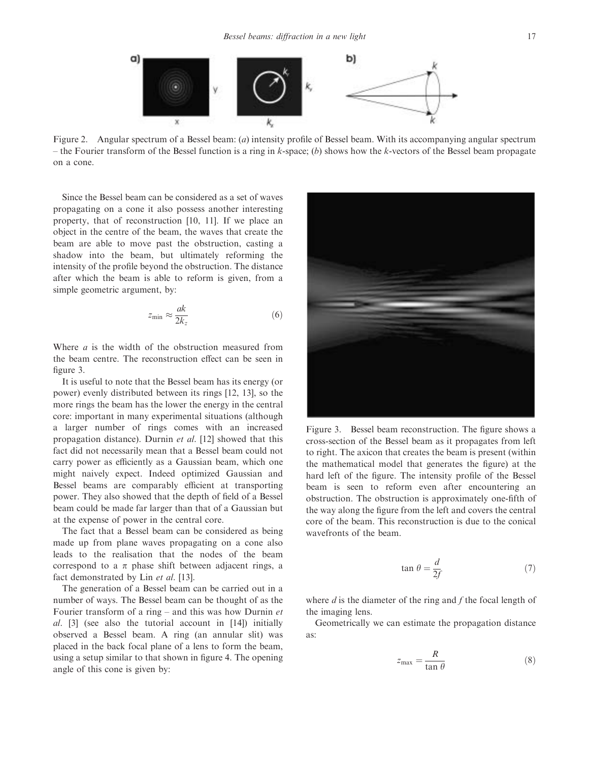Figure 2. Angular spectrum of a Bessel beam: (*a*) intensity profile of Bessel beam. With its accompanying angular spectrum – the Fourier transform of the Bessel function is a ring in *k*-space; (*b*) shows how the *k*-vectors of the Bessel beam propagate on a cone.

Since the Bessel beam can be considered as a set of waves propagating on a cone it also possess another interesting property, that of reconstruction [10, 11]. If we place an object in the centre of the beam, the waves that create the beam are able to move past the obstruction, casting a shadow into the beam, but ultimately reforming the intensity of the profile beyond the obstruction. The distance after which the beam is able to reform is given, from a simple geometric argument, by:

$$z_{\min} \approx \frac{ak}{2k_z} \tag{6}$$

Where $a$ is the width of the obstruction measured from the beam centre. The reconstruction effect can be seen in figure 3.

It is useful to note that the Bessel beam has its energy (or power) evenly distributed between its rings [12, 13], so the more rings the beam has the lower the energy in the central core: important in many experimental situations (although a larger number of rings comes with an increased propagation distance). Durnin *et al*. [12] showed that this fact did not necessarily mean that a Bessel beam could not carry power as efficiently as a Gaussian beam, which one might naively expect. Indeed optimized Gaussian and Bessel beams are comparably efficient at transporting power. They also showed that the depth of field of a Bessel beam could be made far larger than that of a Gaussian but at the expense of power in the central core.

The fact that a Bessel beam can be considered as being made up from plane waves propagating on a cone also leads to the realisation that the nodes of the beam correspond to a $\pi$ phase shift between adjacent rings, a fact demonstrated by Lin *et al*. [13].

The generation of a Bessel beam can be carried out in a number of ways. The Bessel beam can be thought of as the Fourier transform of a ring – and this was how Durnin *et al*. [3] (see also the tutorial account in [14]) initially observed a Bessel beam. A ring (an annular slit) was placed in the back focal plane of a lens to form the beam, using a setup similar to that shown in figure 4. The opening angle of this cone is given by:

Figure 3. Bessel beam reconstruction. The figure shows a cross-section of the Bessel beam as it propagates from left to right. The axicon that creates the beam is present (within the mathematical model that generates the figure) at the hard left of the figure. The intensity profile of the Bessel beam is seen to reform even after encountering an obstruction. The obstruction is approximately one-fifth of the way along the figure from the left and covers the central core of the beam. This reconstruction is due to the conical wavefronts of the beam.

$$\tan\theta = \frac{d}{2f} \tag{7}$$

where $d$ is the diameter of the ring and $f$ the focal length of the imaging lens.

Geometrically we can estimate the propagation distance as:

$$z_{\max} = \frac{R}{\tan\theta} \tag{8}$$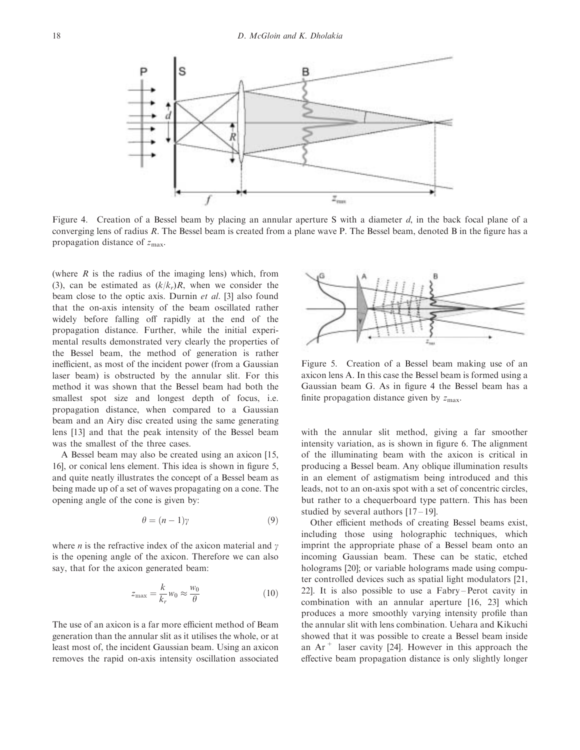Figure 4. Creation of a Bessel beam by placing an annular aperture S with a diameter $d$, in the back focal plane of a converging lens of radius $R$. The Bessel beam is created from a plane wave P. The Bessel beam, denoted B in the figure has a propagation distance of $z_{\max}$.

(where $R$ is the radius of the imaging lens) which, from (3), can be estimated as $(k/k_r)R$, when we consider the beam close to the optic axis. Durnin *et al.* [3] also found that the on-axis intensity of the beam oscillated rather widely before falling off rapidly at the end of the propagation distance. Further, while the initial experimental results demonstrated very clearly the properties of the Bessel beam, the method of generation is rather inefficient, as most of the incident power (from a Gaussian laser beam) is obstructed by the annular slit. For this method it was shown that the Bessel beam had both the smallest spot size and longest depth of focus, i.e. propagation distance, when compared to a Gaussian beam and an Airy disc created using the same generating lens [13] and that the peak intensity of the Bessel beam was the smallest of the three cases.

A Bessel beam may also be created using an axicon [15, 16], or conical lens element. This idea is shown in figure 5, and quite neatly illustrates the concept of a Bessel beam as being made up of a set of waves propagating on a cone. The opening angle of the cone is given by:

$$\theta = (n-1)\gamma \tag{9}$$

where $n$ is the refractive index of the axicon material and $\gamma$ is the opening angle of the axicon. Therefore we can also say, that for the axicon generated beam:

$$z_{\max} = \frac{k}{k_r} w_0 \approx \frac{w_0}{\theta} \tag{10}$$

The use of an axicon is a far more efficient method of Beam generation than the annular slit as it utilises the whole, or at least most of, the incident Gaussian beam. Using an axicon removes the rapid on-axis intensity oscillation associated with the annular slit method, giving a far smoother intensity variation, as is shown in figure 6. The alignment of the illuminating beam with the axicon is critical in producing a Bessel beam. Any oblique illumination results in an element of astigmatism being introduced and this leads, not to an on-axis spot with a set of concentric circles, but rather to a chequerboard type pattern. This has been studied by several authors [17–19].

Figure 5. Creation of a Bessel beam making use of an axicon lens A. In this case the Bessel beam is formed using a Gaussian beam G. As in figure 4 the Bessel beam has a finite propagation distance given by $z_{\max}$.

Other efficient methods of creating Bessel beams exist, including those using holographic techniques, which imprint the appropriate phase of a Bessel beam onto an incoming Gaussian beam. These can be static, etched holograms [20]; or variable holograms made using computer controlled devices such as spatial light modulators [21, 22]. It is also possible to use a Fabry–Perot cavity in combination with an annular aperture [16, 23] which produces a more smoothly varying intensity profile than the annular slit with lens combination. Uehara and Kikuchi showed that it was possible to create a Bessel beam inside an $Ar^+$ laser cavity [24]. However in this approach the effective beam propagation distance is only slightly longer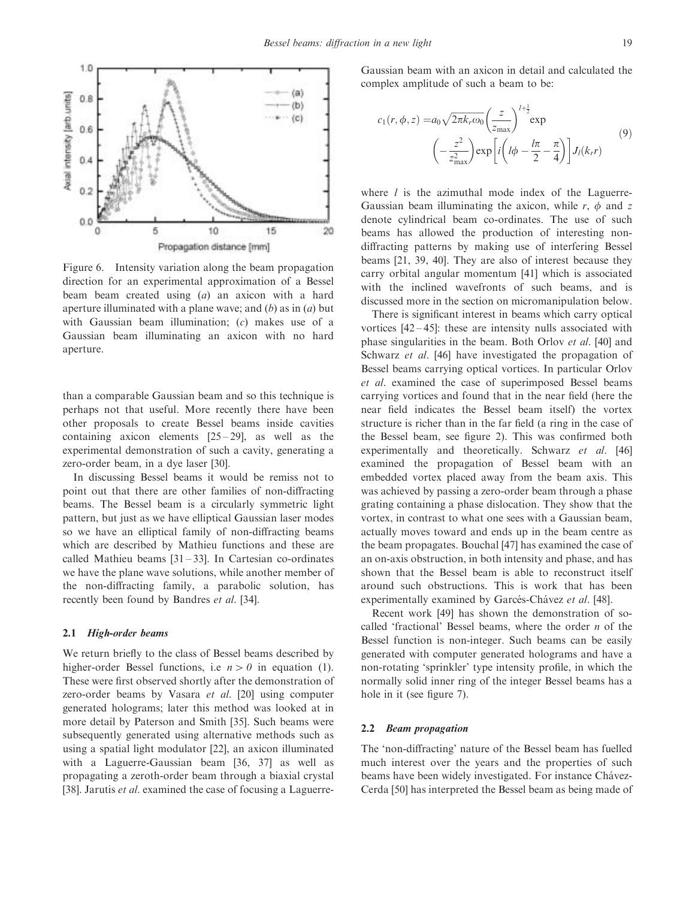Figure 6. Intensity variation along the beam propagation direction for an experimental approximation of a Bessel beam beam created using (*a*) an axicon with a hard aperture illuminated with a plane wave; and (*b*) as in (*a*) but with Gaussian beam illumination; (*c*) makes use of a Gaussian beam illuminating an axicon with no hard aperture.

than a comparable Gaussian beam and so this technique is perhaps not that useful. More recently there have been other proposals to create Bessel beams inside cavities containing axicon elements [25 – 29], as well as the experimental demonstration of such a cavity, generating a zero-order beam, in a dye laser [30].

In discussing Bessel beams it would be remiss not to point out that there are other families of non-diffracting beams. The Bessel beam is a circularly symmetric light pattern, but just as we have elliptical Gaussian laser modes so we have an elliptical family of non-diffracting beams which are described by Mathieu functions and these are called Mathieu beams [31 – 33]. In Cartesian co-ordinates we have the plane wave solutions, while another member of the non-diffracting family, a parabolic solution, has recently been found by Bandres *et al*. [34].

### 2.1 *High-order beams*

We return briefly to the class of Bessel beams described by higher-order Bessel functions, i.e $n > 0$ in equation (1). These were first observed shortly after the demonstration of zero-order beams by Vasara *et al*. [20] using computer generated holograms; later this method was looked at in more detail by Paterson and Smith [35]. Such beams were subsequently generated using alternative methods such as using a spatial light modulator [22], an axicon illuminated with a Laguerre-Gaussian beam [36, 37] as well as propagating a zeroth-order beam through a biaxial crystal [38]. Jarutis *et al*. examined the case of focusing a Laguerre-Gaussian beam with an axicon in detail and calculated the complex amplitude of such a beam to be:

$$c_1(r, \phi, z) = a_0\sqrt{2\pi k_r \omega_0}\left(\frac{z}{z_{\max}}\right)^{l+\frac{1}{2}} \exp\left(-\frac{z^2}{z_{\max}^2}\right)\exp\left[i\left(l\phi - \frac{l\pi}{2} - \frac{\pi}{4}\right)\right]J_l(k_r r) \tag{9}$$

where $l$ is the azimuthal mode index of the Laguerre-Gaussian beam illuminating the axicon, while $r$, $\phi$ and $z$ denote cylindrical beam co-ordinates. The use of such beams has allowed the production of interesting non-diffracting patterns by making use of interfering Bessel beams [21, 39, 40]. They are also of interest because they carry orbital angular momentum [41] which is associated with the inclined wavefronts of such beams, and is discussed more in the section on micromanipulation below.

There is significant interest in beams which carry optical vortices [42 – 45]: these are intensity nulls associated with phase singularities in the beam. Both Orlov *et al*. [40] and Schwarz *et al*. [46] have investigated the propagation of Bessel beams carrying optical vortices. In particular Orlov *et al*. examined the case of superimposed Bessel beams carrying vortices and found that in the near field (here the near field indicates the Bessel beam itself) the vortex structure is richer than in the far field (a ring in the case of the Bessel beam, see figure 2). This was confirmed both experimentally and theoretically. Schwarz *et al*. [46] examined the propagation of Bessel beam with an embedded vortex placed away from the beam axis. This was achieved by passing a zero-order beam through a phase grating containing a phase dislocation. They show that the vortex, in contrast to what one sees with a Gaussian beam, actually moves toward and ends up in the beam centre as the beam propagates. Bouchal [47] has examined the case of an on-axis obstruction, in both intensity and phase, and has shown that the Bessel beam is able to reconstruct itself around such obstructions. This is work that has been experimentally examined by Garcés-Chávez *et al*. [48].

Recent work [49] has shown the demonstration of so-called 'fractional' Bessel beams, where the order $n$ of the Bessel function is non-integer. Such beams can be easily generated with computer generated holograms and have a non-rotating 'sprinkler' type intensity profile, in which the normally solid inner ring of the integer Bessel beams has a hole in it (see figure 7).

### 2.2 *Beam propagation*

The 'non-diffracting' nature of the Bessel beam has fuelled much interest over the years and the properties of such beams have been widely investigated. For instance Chávez-Cerda [50] has interpreted the Bessel beam as being made of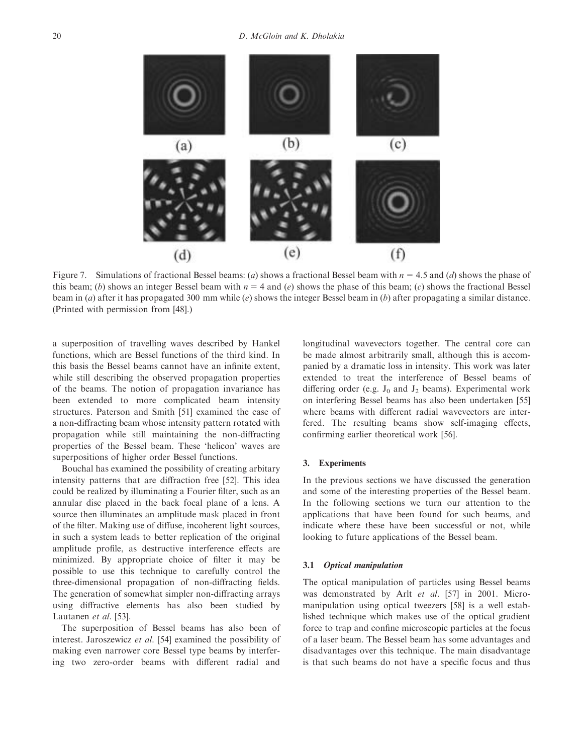Figure 7. Simulations of fractional Bessel beams: (*a*) shows a fractional Bessel beam with $n = 4.5$ and (*d*) shows the phase of this beam; (*b*) shows an integer Bessel beam with $n = 4$ and (*e*) shows the phase of this beam; (*c*) shows the fractional Bessel beam in (*a*) after it has propagated 300 mm while (*e*) shows the integer Bessel beam in (*b*) after propagating a similar distance. (Printed with permission from [48].)

a superposition of travelling waves described by Hankel functions, which are Bessel functions of the third kind. In this basis the Bessel beams cannot have an infinite extent, while still describing the observed propagation properties of the beams. The notion of propagation invariance has been extended to more complicated beam intensity structures. Paterson and Smith [51] examined the case of a non-diffracting beam whose intensity pattern rotated with propagation while still maintaining the non-diffracting properties of the Bessel beam. These 'helicon' waves are superpositions of higher order Bessel functions.

Bouchal has examined the possibility of creating arbitary intensity patterns that are diffraction free [52]. This idea could be realized by illuminating a Fourier filter, such as an annular disc placed in the back focal plane of a lens. A source then illuminates an amplitude mask placed in front of the filter. Making use of diffuse, incoherent light sources, in such a system leads to better replication of the original amplitude profile, as destructive interference effects are minimized. By appropriate choice of filter it may be possible to use this technique to carefully control the three-dimensional propagation of non-diffracting fields. The generation of somewhat simpler non-diffracting arrays using diffractive elements has also been studied by Lautanen *et al*. [53].

The superposition of Bessel beams has also been of interest. Jaroszewicz *et al*. [54] examined the possibility of making even narrower core Bessel type beams by interfering two zero-order beams with different radial and longitudinal wavevectors together. The central core can be made almost arbitrarily small, although this is accompanied by a dramatic loss in intensity. This work was later extended to treat the interference of Bessel beams of differing order (e.g. $J_0$ and $J_2$ beams). Experimental work on interfering Bessel beams has also been undertaken [55] where beams with different radial wavevectors are interfered. The resulting beams show self-imaging effects, confirming earlier theoretical work [56].

## 3. Experiments

In the previous sections we have discussed the generation and some of the interesting properties of the Bessel beam. In the following sections we turn our attention to the applications that have been found for such beams, and indicate where these have been successful or not, while looking to future applications of the Bessel beam.

### 3.1 *Optical manipulation*

The optical manipulation of particles using Bessel beams was demonstrated by Arlt *et al*. [57] in 2001. Micromanipulation using optical tweezers [58] is a well established technique which makes use of the optical gradient force to trap and confine microscopic particles at the focus of a laser beam. The Bessel beam has some advantages and disadvantages over this technique. The main disadvantage is that such beams do not have a specific focus and thus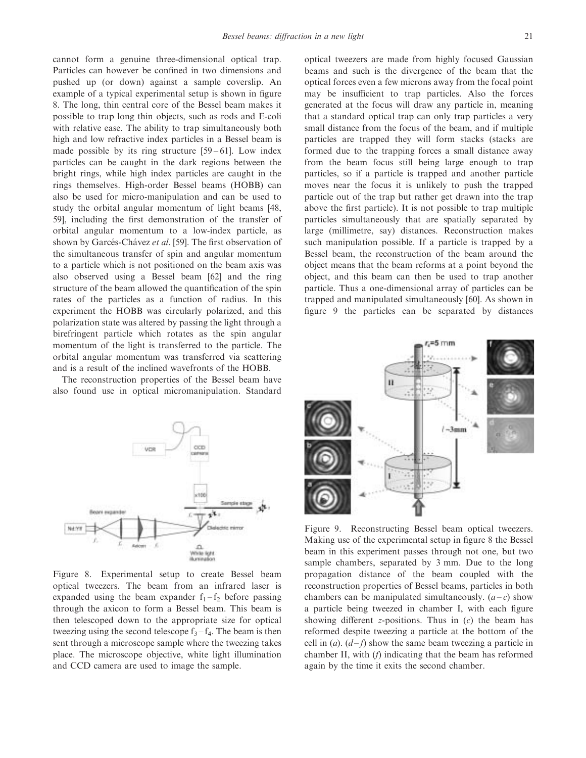cannot form a genuine three-dimensional optical trap. Particles can however be confined in two dimensions and pushed up (or down) against a sample coverslip. An example of a typical experimental setup is shown in figure 8. The long, thin central core of the Bessel beam makes it possible to trap long thin objects, such as rods and E-coli with relative ease. The ability to trap simultaneously both high and low refractive index particles in a Bessel beam is made possible by its ring structure [59 – 61]. Low index particles can be caught in the dark regions between the bright rings, while high index particles are caught in the rings themselves. High-order Bessel beams (HOBB) can also be used for micro-manipulation and can be used to study the orbital angular momentum of light beams [48, 59], including the first demonstration of the transfer of orbital angular momentum to a low-index particle, as shown by Garcés-Chávez *et al.* [59]. The first observation of the simultaneous transfer of spin and angular momentum to a particle which is not positioned on the beam axis was also observed using a Bessel beam [62] and the ring structure of the beam allowed the quantification of the spin rates of the particles as a function of radius. In this experiment the HOBB was circularly polarized, and this polarization state was altered by passing the light through a birefringent particle which rotates as the spin angular momentum of the light is transferred to the particle. The orbital angular momentum was transferred via scattering and is a result of the inclined wavefronts of the HOBB.

The reconstruction properties of the Bessel beam have also found use in optical micromanipulation. Standard optical tweezers are made from highly focused Gaussian beams and such is the divergence of the beam that the optical forces even a few microns away from the focal point may be insufficient to trap particles. Also the forces generated at the focus will draw any particle in, meaning that a standard optical trap can only trap particles a very small distance from the focus of the beam, and if multiple particles are trapped they will form stacks (stacks are formed due to the trapping forces a small distance away from the beam focus still being large enough to trap particles, so if a particle is trapped and another particle moves near the focus it is unlikely to push the trapped particle out of the trap but rather get drawn into the trap above the first particle). It is not possible to trap multiple particles simultaneously that are spatially separated by large (millimetre, say) distances. Reconstruction makes such manipulation possible. If a particle is trapped by a Bessel beam, the reconstruction of the beam around the object means that the beam reforms at a point beyond the object, and this beam can then be used to trap another particle. Thus a one-dimensional array of particles can be trapped and manipulated simultaneously [60]. As shown in figure 9 the particles can be separated by distances

VCR

CCD camera

x100

Sample stage

Beam expander

Nd:YV

Axicon

Dielectric mirror

White light illumination

Figure 8. Experimental setup to create Bessel beam optical tweezers. The beam from an infrared laser is expanded using the beam expander $f_1 – f_2$ before passing through the axicon to form a Bessel beam. This beam is then telescoped down to the appropriate size for optical tweezing using the second telescope $f_3 – f_4$. The beam is then sent through a microscope sample where the tweezing takes place. The microscope objective, white light illumination and CCD camera are used to image the sample.

$r_0$=5 mm

II

I

$l$ ~3mm

a

b

c

d

e

f

Figure 9. Reconstructing Bessel beam optical tweezers. Making use of the experimental setup in figure 8 the Bessel beam in this experiment passes through not one, but two sample chambers, separated by 3 mm. Due to the long propagation distance of the beam coupled with the reconstruction properties of Bessel beams, particles in both chambers can be manipulated simultaneously. (*a – c*) show a particle being tweezed in chamber I, with each figure showing different *z*-positions. Thus in (*c*) the beam has reformed despite tweezing a particle at the bottom of the cell in (*a*). (*d – f*) show the same beam tweezing a particle in chamber II, with (*f*) indicating that the beam has reformed again by the time it exits the second chamber.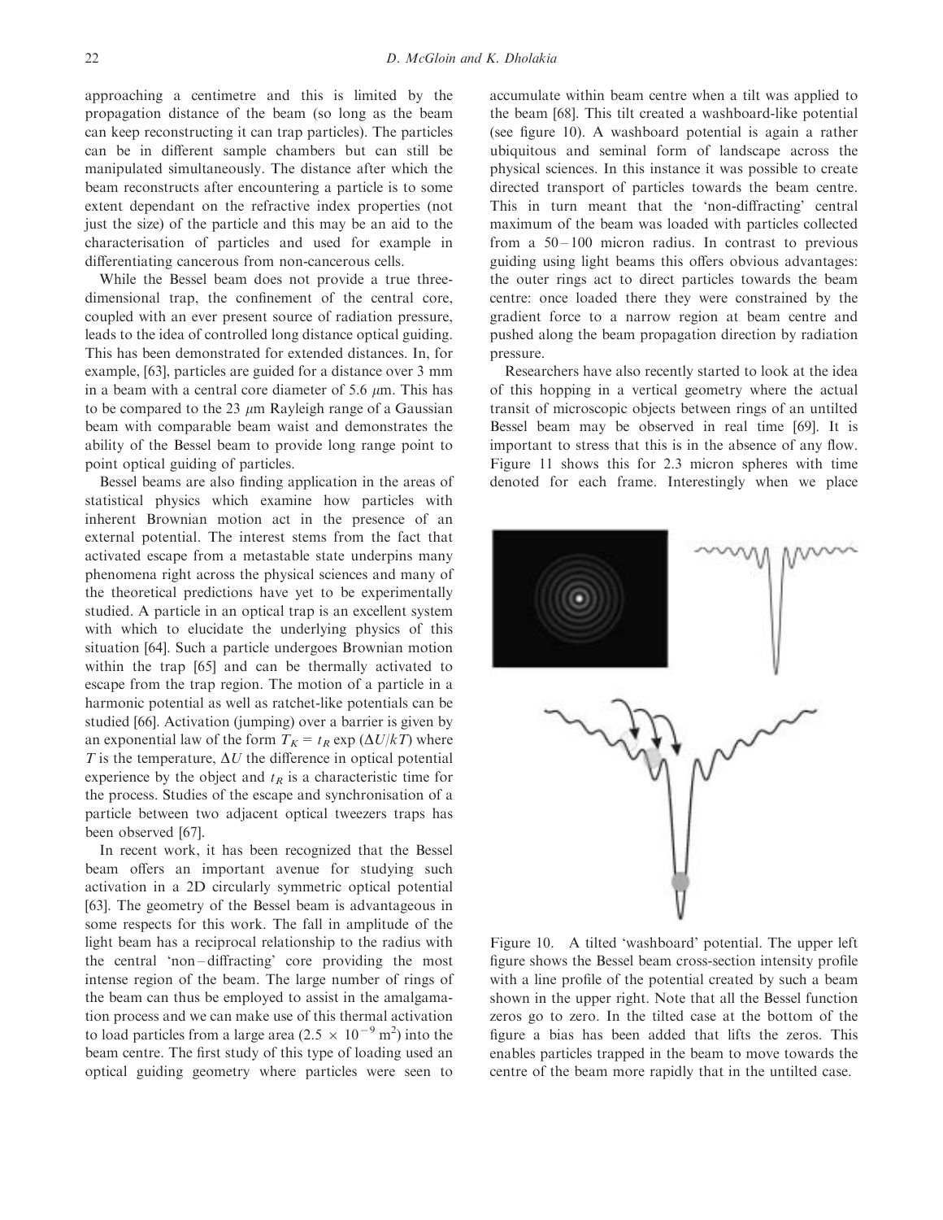approaching a centimetre and this is limited by the propagation distance of the beam (so long as the beam can keep reconstructing it can trap particles). The particles can be in different sample chambers but can still be manipulated simultaneously. The distance after which the beam reconstructs after encountering a particle is to some extent dependant on the refractive index properties (not just the size) of the particle and this may be an aid to the characterisation of particles and used for example in differentiating cancerous from non-cancerous cells.

While the Bessel beam does not provide a true three-dimensional trap, the confinement of the central core, coupled with an ever present source of radiation pressure, leads to the idea of controlled long distance optical guiding. This has been demonstrated for extended distances. In, for example, [63], particles are guided for a distance over 3 mm in a beam with a central core diameter of 5.6 $\mu$m. This has to be compared to the 23 $\mu$m Rayleigh range of a Gaussian beam with comparable beam waist and demonstrates the ability of the Bessel beam to provide long range point to point optical guiding of particles.

Bessel beams are also finding application in the areas of statistical physics which examine how particles with inherent Brownian motion act in the presence of an external potential. The interest stems from the fact that activated escape from a metastable state underpins many phenomena right across the physical sciences and many of the theoretical predictions have yet to be experimentally studied. A particle in an optical trap is an excellent system with which to elucidate the underlying physics of this situation [64]. Such a particle undergoes Brownian motion within the trap [65] and can be thermally activated to escape from the trap region. The motion of a particle in a harmonic potential as well as ratchet-like potentials can be studied [66]. Activation (jumping) over a barrier is given by an exponential law of the form $T_K = t_R \exp(\Delta U/kT)$ where $T$ is the temperature, $\Delta U$ the difference in optical potential experience by the object and $t_R$ is a characteristic time for the process. Studies of the escape and synchronisation of a particle between two adjacent optical tweezers traps has been observed [67].

In recent work, it has been recognized that the Bessel beam offers an important avenue for studying such activation in a 2D circularly symmetric optical potential [63]. The geometry of the Bessel beam is advantageous in some respects for this work. The fall in amplitude of the light beam has a reciprocal relationship to the radius with the central 'non-diffracting' core providing the most intense region of the beam. The large number of rings of the beam can thus be employed to assist in the amalgamation process and we can make use of this thermal activation to load particles from a large area ($2.5 \times 10^{-9}$ m$^2$) into the beam centre. The first study of this type of loading used an optical guiding geometry where particles were seen to accumulate within beam centre when a tilt was applied to the beam [68]. This tilt created a washboard-like potential (see figure 10). A washboard potential is again a rather ubiquitous and seminal form of landscape across the physical sciences. In this instance it was possible to create directed transport of particles towards the beam centre. This in turn meant that the 'non-diffracting' central maximum of the beam was loaded with particles collected from a 50–100 micron radius. In contrast to previous guiding using light beams this offers obvious advantages: the outer rings act to direct particles towards the beam centre: once loaded there they were constrained by the gradient force to a narrow region at beam centre and pushed along the beam propagation direction by radiation pressure.

Researchers have also recently started to look at the idea of this hopping in a vertical geometry where the actual transit of microscopic objects between rings of an untilted Bessel beam may be observed in real time [69]. It is important to stress that this is in the absence of any flow. Figure 11 shows this for 2.3 micron spheres with time denoted for each frame. Interestingly when we place

Figure 10. A tilted 'washboard' potential. The upper left figure shows the Bessel beam cross-section intensity profile with a line profile of the potential created by such a beam shown in the upper right. Note that all the Bessel function zeros go to zero. In the tilted case at the bottom of the figure a bias has been added that lifts the zeros. This enables particles trapped in the beam to move towards the centre of the beam more rapidly that in the untilted case.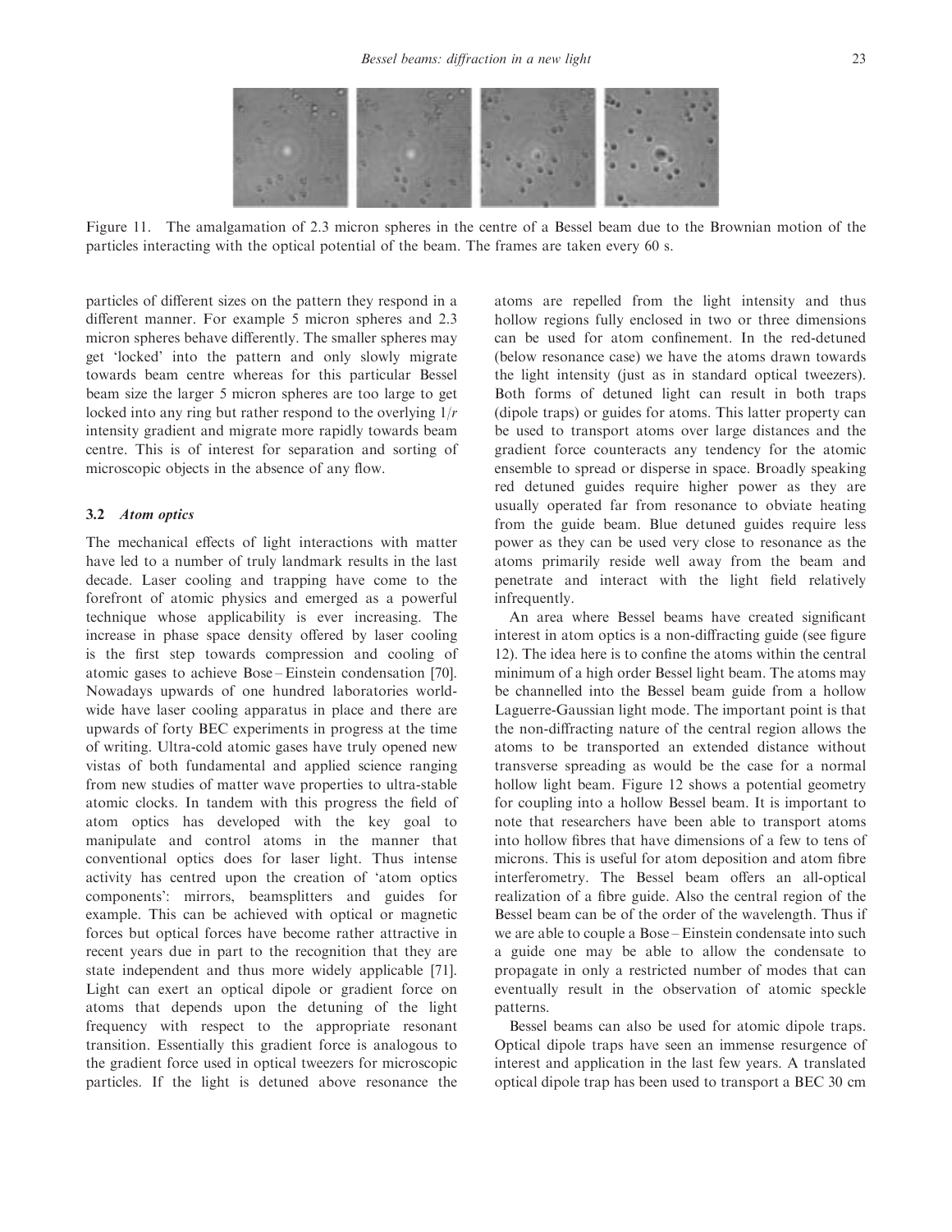Figure 11. The amalgamation of 2.3 micron spheres in the centre of a Bessel beam due to the Brownian motion of the particles interacting with the optical potential of the beam. The frames are taken every 60 s.

particles of different sizes on the pattern they respond in a different manner. For example 5 micron spheres and 2.3 micron spheres behave differently. The smaller spheres may get 'locked' into the pattern and only slowly migrate towards beam centre whereas for this particular Bessel beam size the larger 5 micron spheres are too large to get locked into any ring but rather respond to the overlying $1/r$ intensity gradient and migrate more rapidly towards beam centre. This is of interest for separation and sorting of microscopic objects in the absence of any flow.

### 3.2 *Atom optics*

The mechanical effects of light interactions with matter have led to a number of truly landmark results in the last decade. Laser cooling and trapping have come to the forefront of atomic physics and emerged as a powerful technique whose applicability is ever increasing. The increase in phase space density offered by laser cooling is the first step towards compression and cooling of atomic gases to achieve Bose–Einstein condensation [70]. Nowadays upwards of one hundred laboratories worldwide have laser cooling apparatus in place and there are upwards of forty BEC experiments in progress at the time of writing. Ultra-cold atomic gases have truly opened new vistas of both fundamental and applied science ranging from new studies of matter wave properties to ultra-stable atomic clocks. In tandem with this progress the field of atom optics has developed with the key goal to manipulate and control atoms in the manner that conventional optics does for laser light. Thus intense activity has centred upon the creation of 'atom optics components': mirrors, beamsplitters and guides for example. This can be achieved with optical or magnetic forces but optical forces have become rather attractive in recent years due in part to the recognition that they are state independent and thus more widely applicable [71]. Light can exert an optical dipole or gradient force on atoms that depends upon the detuning of the light frequency with respect to the appropriate resonant transition. Essentially this gradient force is analogous to the gradient force used in optical tweezers for microscopic particles. If the light is detuned above resonance the atoms are repelled from the light intensity and thus hollow regions fully enclosed in two or three dimensions can be used for atom confinement. In the red-detuned (below resonance case) we have the atoms drawn towards the light intensity (just as in standard optical tweezers). Both forms of detuned light can result in both traps (dipole traps) or guides for atoms. This latter property can be used to transport atoms over large distances and the gradient force counteracts any tendency for the atomic ensemble to spread or disperse in space. Broadly speaking red detuned guides require higher power as they are usually operated far from resonance to obviate heating from the guide beam. Blue detuned guides require less power as they can be used very close to resonance as the atoms primarily reside well away from the beam and penetrate and interact with the light field relatively infrequently.

An area where Bessel beams have created significant interest in atom optics is a non-diffracting guide (see figure 12). The idea here is to confine the atoms within the central minimum of a high order Bessel light beam. The atoms may be channelled into the Bessel beam guide from a hollow Laguerre-Gaussian light mode. The important point is that the non-diffracting nature of the central region allows the atoms to be transported an extended distance without transverse spreading as would be the case for a normal hollow light beam. Figure 12 shows a potential geometry for coupling into a hollow Bessel beam. It is important to note that researchers have been able to transport atoms into hollow fibres that have dimensions of a few to tens of microns. This is useful for atom deposition and atom fibre interferometry. The Bessel beam offers an all-optical realization of a fibre guide. Also the central region of the Bessel beam can be of the order of the wavelength. Thus if we are able to couple a Bose–Einstein condensate into such a guide one may be able to allow the condensate to propagate in only a restricted number of modes that can eventually result in the observation of atomic speckle patterns.

Bessel beams can also be used for atomic dipole traps. Optical dipole traps have seen an immense resurgence of interest and application in the last few years. A translated optical dipole trap has been used to transport a BEC 30 cm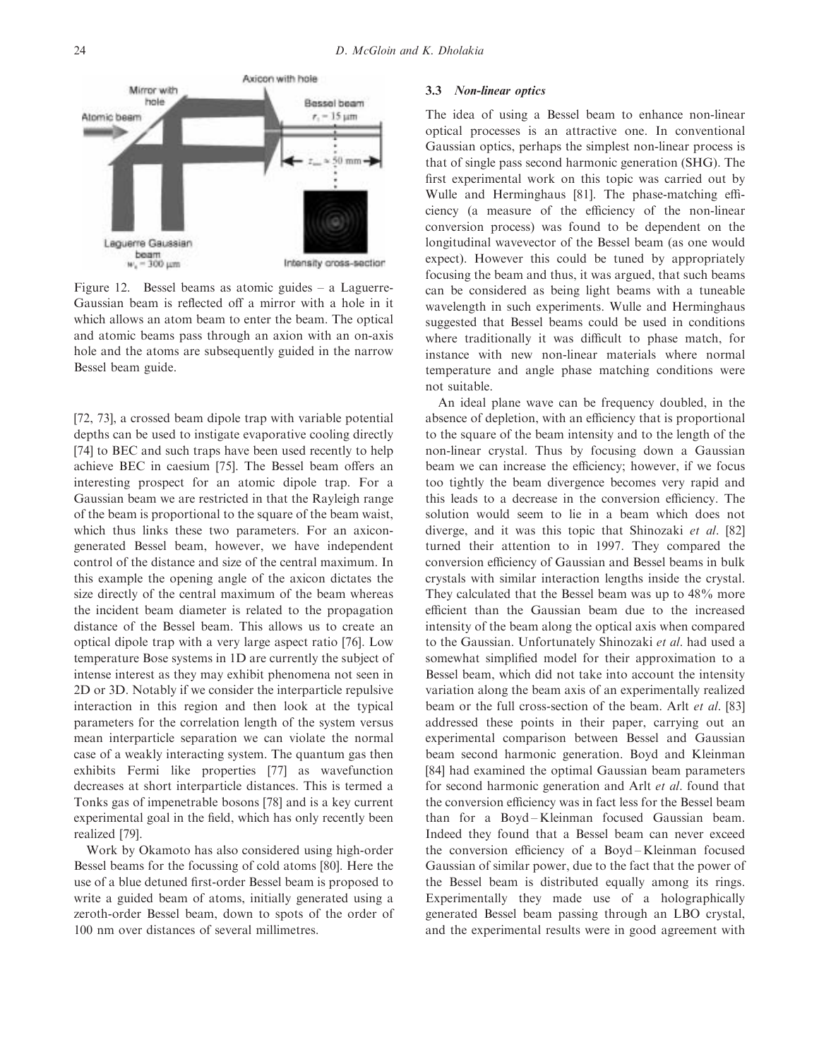Mirror with hole

Axicon with hole

Atomic beam

Bessel beam

$r_1 = 15\ \mu m$

$z_{max} \approx 50$ mm

Laguerre Gaussian beam

$w_o = 300\ \mu m$

Intensity cross-section

Figure 12. Bessel beams as atomic guides – a Laguerre-Gaussian beam is reflected off a mirror with a hole in it which allows an atom beam to enter the beam. The optical and atomic beams pass through an axion with an on-axis hole and the atoms are subsequently guided in the narrow Bessel beam guide.

[72, 73], a crossed beam dipole trap with variable potential depths can be used to instigate evaporative cooling directly [74] to BEC and such traps have been used recently to help achieve BEC in caesium [75]. The Bessel beam offers an interesting prospect for an atomic dipole trap. For a Gaussian beam we are restricted in that the Rayleigh range of the beam is proportional to the square of the beam waist, which thus links these two parameters. For an axicon-generated Bessel beam, however, we have independent control of the distance and size of the central maximum. In this example the opening angle of the axicon dictates the size directly of the central maximum of the beam whereas the incident beam diameter is related to the propagation distance of the Bessel beam. This allows us to create an optical dipole trap with a very large aspect ratio [76]. Low temperature Bose systems in 1D are currently the subject of intense interest as they may exhibit phenomena not seen in 2D or 3D. Notably if we consider the interparticle repulsive interaction in this region and then look at the typical parameters for the correlation length of the system versus mean interparticle separation we can violate the normal case of a weakly interacting system. The quantum gas then exhibits Fermi like properties [77] as wavefunction decreases at short interparticle distances. This is termed a Tonks gas of impenetrable bosons [78] and is a key current experimental goal in the field, which has only recently been realized [79].

Work by Okamoto has also considered using high-order Bessel beams for the focussing of cold atoms [80]. Here the use of a blue detuned first-order Bessel beam is proposed to write a guided beam of atoms, initially generated using a zeroth-order Bessel beam, down to spots of the order of 100 nm over distances of several millimetres.

### 3.3 *Non-linear optics*

The idea of using a Bessel beam to enhance non-linear optical processes is an attractive one. In conventional Gaussian optics, perhaps the simplest non-linear process is that of single pass second harmonic generation (SHG). The first experimental work on this topic was carried out by Wulle and Herminghaus [81]. The phase-matching efficiency (a measure of the efficiency of the non-linear conversion process) was found to be dependent on the longitudinal wavevector of the Bessel beam (as one would expect). However this could be tuned by appropriately focusing the beam and thus, it was argued, that such beams can be considered as being light beams with a tuneable wavelength in such experiments. Wulle and Herminghaus suggested that Bessel beams could be used in conditions where traditionally it was difficult to phase match, for instance with new non-linear materials where normal temperature and angle phase matching conditions were not suitable.

An ideal plane wave can be frequency doubled, in the absence of depletion, with an efficiency that is proportional to the square of the beam intensity and to the length of the non-linear crystal. Thus by focusing down a Gaussian beam we can increase the efficiency; however, if we focus too tightly the beam divergence becomes very rapid and this leads to a decrease in the conversion efficiency. The solution would seem to lie in a beam which does not diverge, and it was this topic that Shinozaki *et al.* [82] turned their attention to in 1997. They compared the conversion efficiency of Gaussian and Bessel beams in bulk crystals with similar interaction lengths inside the crystal. They calculated that the Bessel beam was up to 48% more efficient than the Gaussian beam due to the increased intensity of the beam along the optical axis when compared to the Gaussian. Unfortunately Shinozaki *et al.* had used a somewhat simplified model for their approximation to a Bessel beam, which did not take into account the intensity variation along the beam axis of an experimentally realized beam or the full cross-section of the beam. Arlt *et al.* [83] addressed these points in their paper, carrying out an experimental comparison between Bessel and Gaussian beam second harmonic generation. Boyd and Kleinman [84] had examined the optimal Gaussian beam parameters for second harmonic generation and Arlt *et al.* found that the conversion efficiency was in fact less for the Bessel beam than for a Boyd–Kleinman focused Gaussian beam. Indeed they found that a Bessel beam can never exceed the conversion efficiency of a Boyd–Kleinman focused Gaussian of similar power, due to the fact that the power of the Bessel beam is distributed equally among its rings. Experimentally they made use of a holographically generated Bessel beam passing through an LBO crystal, and the experimental results were in good agreement with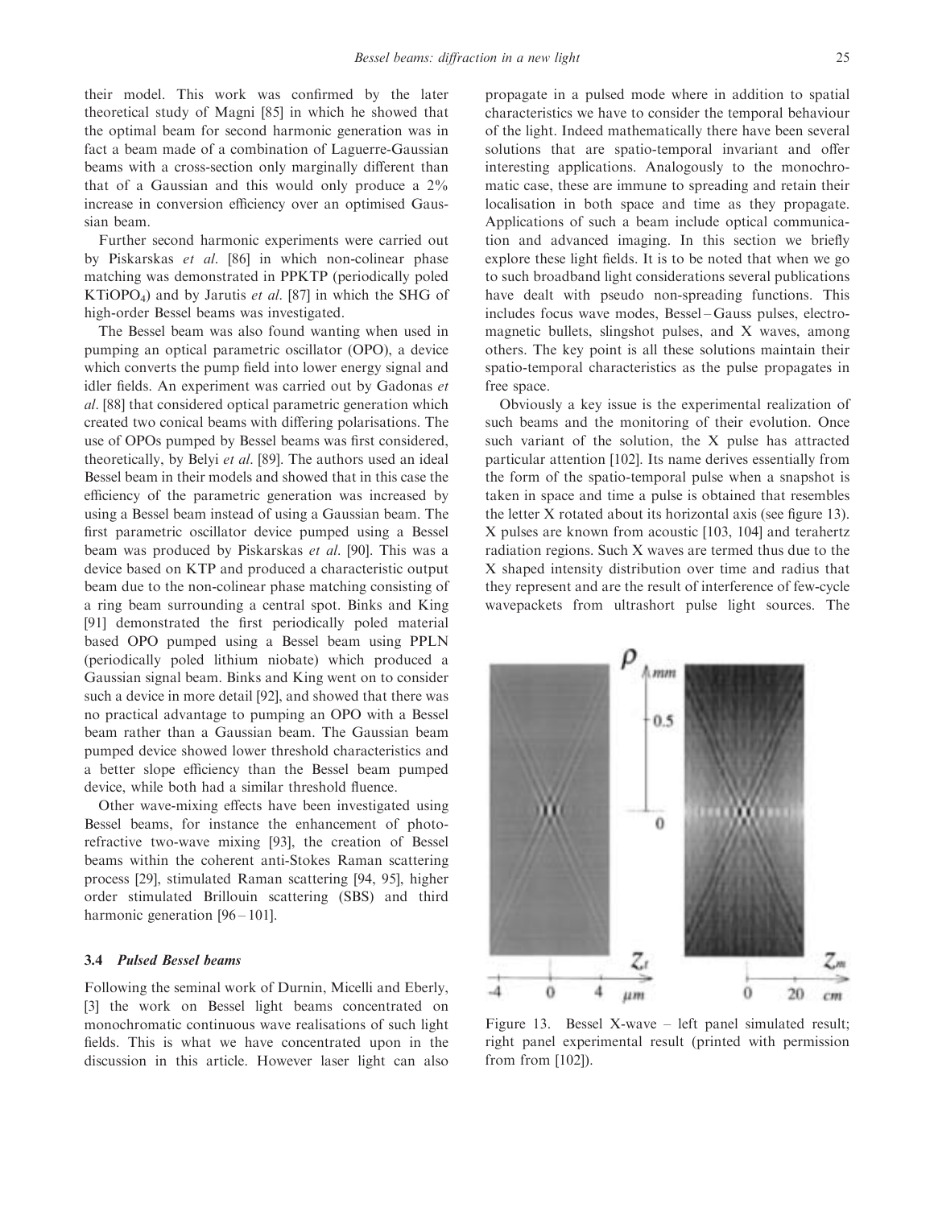their model. This work was confirmed by the later theoretical study of Magni [85] in which he showed that the optimal beam for second harmonic generation was in fact a beam made of a combination of Laguerre-Gaussian beams with a cross-section only marginally different than that of a Gaussian and this would only produce a 2% increase in conversion efficiency over an optimised Gaussian beam.

Further second harmonic experiments were carried out by Piskarskas *et al*. [86] in which non-colinear phase matching was demonstrated in PPKTP (periodically poled $KTiOPO_4$) and by Jarutis *et al*. [87] in which the SHG of high-order Bessel beams was investigated.

The Bessel beam was also found wanting when used in pumping an optical parametric oscillator (OPO), a device which converts the pump field into lower energy signal and idler fields. An experiment was carried out by Gadonas *et al*. [88] that considered optical parametric generation which created two conical beams with differing polarisations. The use of OPOs pumped by Bessel beams was first considered, theoretically, by Belyi *et al*. [89]. The authors used an ideal Bessel beam in their models and showed that in this case the efficiency of the parametric generation was increased by using a Bessel beam instead of using a Gaussian beam. The first parametric oscillator device pumped using a Bessel beam was produced by Piskarskas *et al*. [90]. This was a device based on KTP and produced a characteristic output beam due to the non-colinear phase matching consisting of a ring beam surrounding a central spot. Binks and King [91] demonstrated the first periodically poled material based OPO pumped using a Bessel beam using PPLN (periodically poled lithium niobate) which produced a Gaussian signal beam. Binks and King went on to consider such a device in more detail [92], and showed that there was no practical advantage to pumping an OPO with a Bessel beam rather than a Gaussian beam. The Gaussian beam pumped device showed lower threshold characteristics and a better slope efficiency than the Bessel beam pumped device, while both had a similar threshold fluence.

Other wave-mixing effects have been investigated using Bessel beams, for instance the enhancement of photorefractive two-wave mixing [93], the creation of Bessel beams within the coherent anti-Stokes Raman scattering process [29], stimulated Raman scattering [94, 95], higher order stimulated Brillouin scattering (SBS) and third harmonic generation [96 – 101].

### 3.4 *Pulsed Bessel beams*

Following the seminal work of Durnin, Micelli and Eberly, [3] the work on Bessel light beams concentrated on monochromatic continuous wave realisations of such light fields. This is what we have concentrated upon in the discussion in this article. However laser light can also propagate in a pulsed mode where in addition to spatial characteristics we have to consider the temporal behaviour of the light. Indeed mathematically there have been several solutions that are spatio-temporal invariant and offer interesting applications. Analogously to the monochromatic case, these are immune to spreading and retain their localisation in both space and time as they propagate. Applications of such a beam include optical communication and advanced imaging. In this section we briefly explore these light fields. It is to be noted that when we go to such broadband light considerations several publications have dealt with pseudo non-spreading functions. This includes focus wave modes, Bessel – Gauss pulses, electromagnetic bullets, slingshot pulses, and X waves, among others. The key point is all these solutions maintain their spatio-temporal characteristics as the pulse propagates in free space.

Obviously a key issue is the experimental realization of such beams and the monitoring of their evolution. Once such variant of the solution, the X pulse has attracted particular attention [102]. Its name derives essentially from the form of the spatio-temporal pulse when a snapshot is taken in space and time a pulse is obtained that resembles the letter X rotated about its horizontal axis (see figure 13). X pulses are known from acoustic [103, 104] and terahertz radiation regions. Such X waves are termed thus due to the X shaped intensity distribution over time and radius that they represent and are the result of interference of few-cycle wavepackets from ultrashort pulse light sources. The

Figure 13. Bessel X-wave – left panel simulated result; right panel experimental result (printed with permission from from [102]).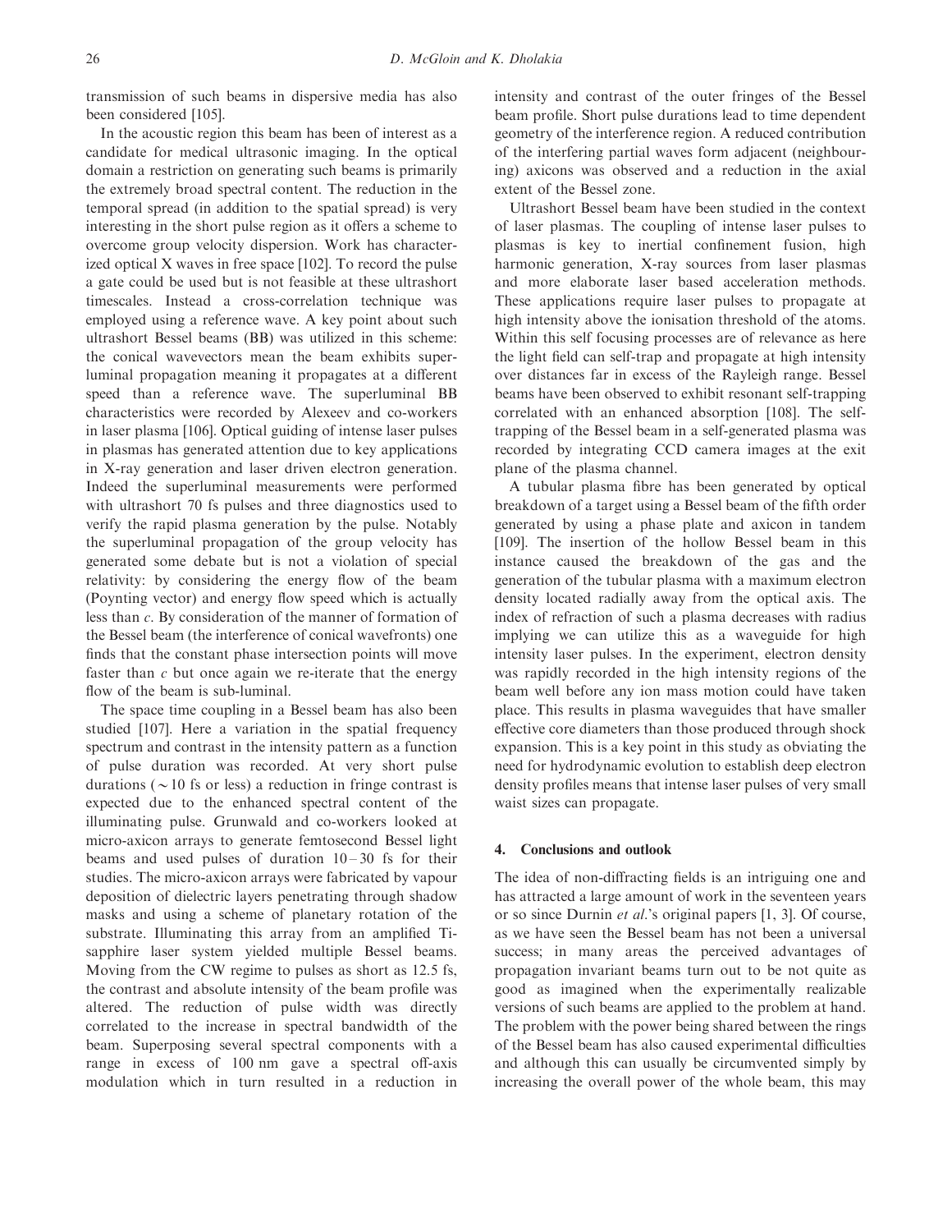transmission of such beams in dispersive media has also been considered [105].

In the acoustic region this beam has been of interest as a candidate for medical ultrasonic imaging. In the optical domain a restriction on generating such beams is primarily the extremely broad spectral content. The reduction in the temporal spread (in addition to the spatial spread) is very interesting in the short pulse region as it offers a scheme to overcome group velocity dispersion. Work has characterized optical X waves in free space [102]. To record the pulse a gate could be used but is not feasible at these ultrashort timescales. Instead a cross-correlation technique was employed using a reference wave. A key point about such ultrashort Bessel beams (BB) was utilized in this scheme: the conical wavevectors mean the beam exhibits superluminal propagation meaning it propagates at a different speed than a reference wave. The superluminal BB characteristics were recorded by Alexeev and co-workers in laser plasma [106]. Optical guiding of intense laser pulses in plasmas has generated attention due to key applications in X-ray generation and laser driven electron generation. Indeed the superluminal measurements were performed with ultrashort 70 fs pulses and three diagnostics used to verify the rapid plasma generation by the pulse. Notably the superluminal propagation of the group velocity has generated some debate but is not a violation of special relativity: by considering the energy flow of the beam (Poynting vector) and energy flow speed which is actually less than $c$. By consideration of the manner of formation of the Bessel beam (the interference of conical wavefronts) one finds that the constant phase intersection points will move faster than $c$ but once again we re-iterate that the energy flow of the beam is sub-luminal.

The space time coupling in a Bessel beam has also been studied [107]. Here a variation in the spatial frequency spectrum and contrast in the intensity pattern as a function of pulse duration was recorded. At very short pulse durations ($\sim 10$ fs or less) a reduction in fringe contrast is expected due to the enhanced spectral content of the illuminating pulse. Grunwald and co-workers looked at micro-axicon arrays to generate femtosecond Bessel light beams and used pulses of duration 10–30 fs for their studies. The micro-axicon arrays were fabricated by vapour deposition of dielectric layers penetrating through shadow masks and using a scheme of planetary rotation of the substrate. Illuminating this array from an amplified Ti-sapphire laser system yielded multiple Bessel beams. Moving from the CW regime to pulses as short as 12.5 fs, the contrast and absolute intensity of the beam profile was altered. The reduction of pulse width was directly correlated to the increase in spectral bandwidth of the beam. Superposing several spectral components with a range in excess of 100 nm gave a spectral off-axis modulation which in turn resulted in a reduction in intensity and contrast of the outer fringes of the Bessel beam profile. Short pulse durations lead to time dependent geometry of the interference region. A reduced contribution of the interfering partial waves form adjacent (neighbouring) axicons was observed and a reduction in the axial extent of the Bessel zone.

Ultrashort Bessel beam have been studied in the context of laser plasmas. The coupling of intense laser pulses to plasmas is key to inertial confinement fusion, high harmonic generation, X-ray sources from laser plasmas and more elaborate laser based acceleration methods. These applications require laser pulses to propagate at high intensity above the ionisation threshold of the atoms. Within this self focusing processes are of relevance as here the light field can self-trap and propagate at high intensity over distances far in excess of the Rayleigh range. Bessel beams have been observed to exhibit resonant self-trapping correlated with an enhanced absorption [108]. The self-trapping of the Bessel beam in a self-generated plasma was recorded by integrating CCD camera images at the exit plane of the plasma channel.

A tubular plasma fibre has been generated by optical breakdown of a target using a Bessel beam of the fifth order generated by using a phase plate and axicon in tandem [109]. The insertion of the hollow Bessel beam in this instance caused the breakdown of the gas and the generation of the tubular plasma with a maximum electron density located radially away from the optical axis. The index of refraction of such a plasma decreases with radius implying we can utilize this as a waveguide for high intensity laser pulses. In the experiment, electron density was rapidly recorded in the high intensity regions of the beam well before any ion mass motion could have taken place. This results in plasma waveguides that have smaller effective core diameters than those produced through shock expansion. This is a key point in this study as obviating the need for hydrodynamic evolution to establish deep electron density profiles means that intense laser pulses of very small waist sizes can propagate.

## 4. Conclusions and outlook

The idea of non-diffracting fields is an intriguing one and has attracted a large amount of work in the seventeen years or so since Durnin *et al.*'s original papers [1, 3]. Of course, as we have seen the Bessel beam has not been a universal success; in many areas the perceived advantages of propagation invariant beams turn out to be not quite as good as imagined when the experimentally realizable versions of such beams are applied to the problem at hand. The problem with the power being shared between the rings of the Bessel beam has also caused experimental difficulties and although this can usually be circumvented simply by increasing the overall power of the whole beam, this may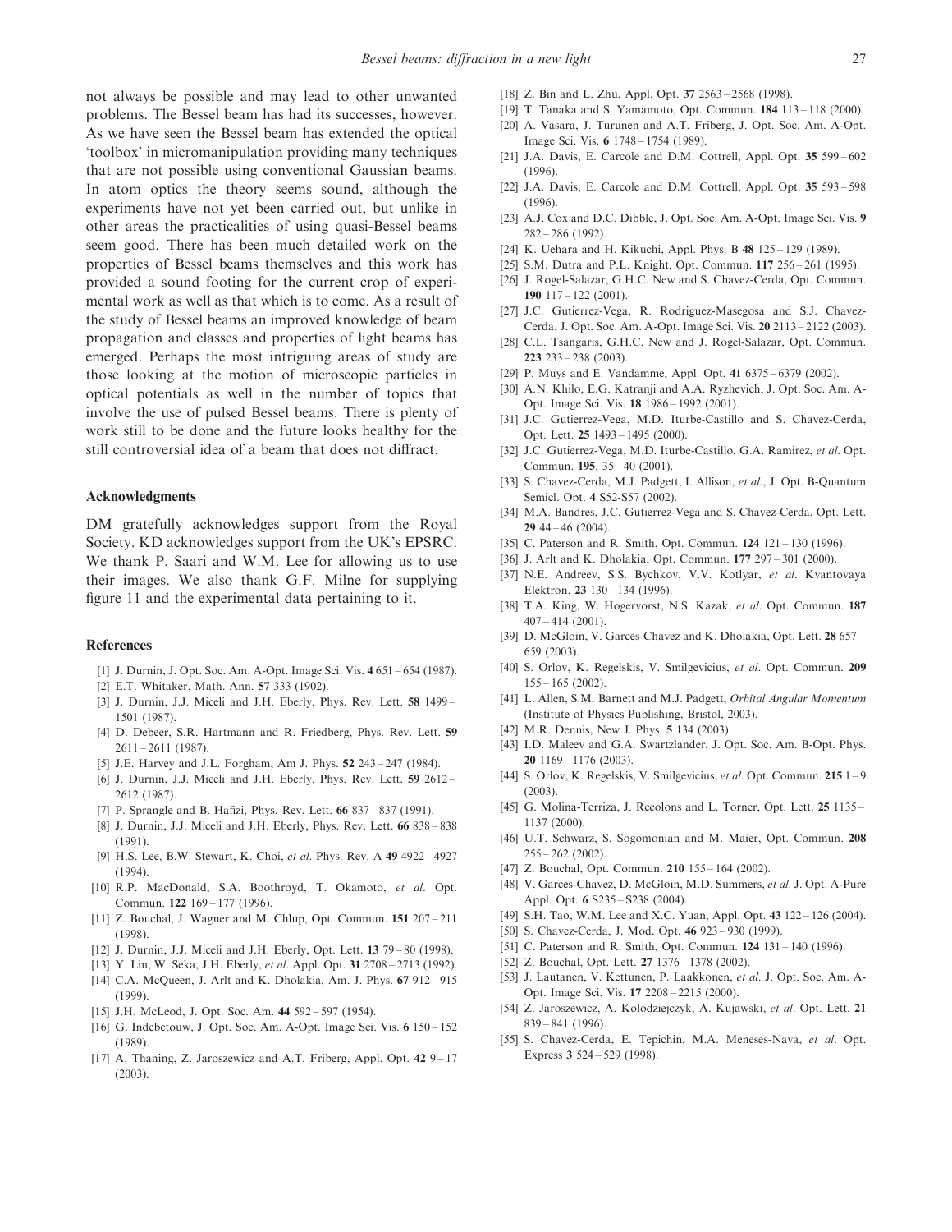not always be possible and may lead to other unwanted problems. The Bessel beam has had its successes, however. As we have seen the Bessel beam has extended the optical 'toolbox' in micromanipulation providing many techniques that are not possible using conventional Gaussian beams. In atom optics the theory seems sound, although the experiments have not yet been carried out, but unlike in other areas the practicalities of using quasi-Bessel beams seem good. There has been much detailed work on the properties of Bessel beams themselves and this work has provided a sound footing for the current crop of experimental work as well as that which is to come. As a result of the study of Bessel beams an improved knowledge of beam propagation and classes and properties of light beams has emerged. Perhaps the most intriguing areas of study are those looking at the motion of microscopic particles in optical potentials as well in the number of topics that involve the use of pulsed Bessel beams. There is plenty of work still to be done and the future looks healthy for the still controversial idea of a beam that does not diffract.

### Acknowledgments

DM gratefully acknowledges support from the Royal Society. KD acknowledges support from the UK's EPSRC. We thank P. Saari and W.M. Lee for allowing us to use their images. We also thank G.F. Milne for supplying figure 11 and the experimental data pertaining to it.

### References

[1] J. Durnin, J. Opt. Soc. Am. A-Opt. Image Sci. Vis. **4** 651 – 654 (1987).
[2] E.T. Whitaker, Math. Ann. **57** 333 (1902).
[3] J. Durnin, J.J. Miceli and J.H. Eberly, Phys. Rev. Lett. **58** 1499 – 1501 (1987).
[4] D. Debeer, S.R. Hartmann and R. Friedberg, Phys. Rev. Lett. **59** 2611 – 2611 (1987).
[5] J.E. Harvey and J.L. Forgham, Am J. Phys. **52** 243 – 247 (1984).
[6] J. Durnin, J.J. Miceli and J.H. Eberly, Phys. Rev. Lett. **59** 2612 – 2612 (1987).
[7] P. Sprangle and B. Hafizi, Phys. Rev. Lett. **66** 837 – 837 (1991).
[8] J. Durnin, J.J. Miceli and J.H. Eberly, Phys. Rev. Lett. **66** 838 – 838 (1991).
[9] H.S. Lee, B.W. Stewart, K. Choi, *et al*. Phys. Rev. A **49** 4922 – 4927 (1994).
[10] R.P. MacDonald, S.A. Boothroyd, T. Okamoto, *et al*. Opt. Commun. **122** 169 – 177 (1996).
[11] Z. Bouchal, J. Wagner and M. Chlup, Opt. Commun. **151** 207 – 211 (1998).
[12] J. Durnin, J.J. Miceli and J.H. Eberly, Opt. Lett. **13** 79 – 80 (1998).
[13] Y. Lin, W. Seka, J.H. Eberly, *et al*. Appl. Opt. **31** 2708 – 2713 (1992).
[14] C.A. McQueen, J. Arlt and K. Dholakia, Am. J. Phys. **67** 912 – 915 (1999).
[15] J.H. McLeod, J. Opt. Soc. Am. **44** 592 – 597 (1954).
[16] G. Indebetouw, J. Opt. Soc. Am. A-Opt. Image Sci. Vis. **6** 150 – 152 (1989).
[17] A. Thaning, Z. Jaroszewicz and A.T. Friberg, Appl. Opt. **42** 9 – 17 (2003).
[18] Z. Bin and L. Zhu, Appl. Opt. **37** 2563 – 2568 (1998).
[19] T. Tanaka and S. Yamamoto, Opt. Commun. **184** 113 – 118 (2000).
[20] A. Vasara, J. Turunen and A.T. Friberg, J. Opt. Soc. Am. A-Opt. Image Sci. Vis. **6** 1748 – 1754 (1989).
[21] J.A. Davis, E. Carcole and D.M. Cottrell, Appl. Opt. **35** 599 – 602 (1996).
[22] J.A. Davis, E. Carcole and D.M. Cottrell, Appl. Opt. **35** 593 – 598 (1996).
[23] A.J. Cox and D.C. Dibble, J. Opt. Soc. Am. A-Opt. Image Sci. Vis. **9** 282 – 286 (1992).
[24] K. Uehara and H. Kikuchi, Appl. Phys. B **48** 125 – 129 (1989).
[25] S.M. Dutra and P.L. Knight, Opt. Commun. **117** 256 – 261 (1995).
[26] J. Rogel-Salazar, G.H.C. New and S. Chavez-Cerda, Opt. Commun. **190** 117 – 122 (2001).
[27] J.C. Gutierrez-Vega, R. Rodriguez-Masegosa and S.J. Chavez-Cerda, J. Opt. Soc. Am. A-Opt. Image Sci. Vis. **20** 2113 – 2122 (2003).
[28] C.L. Tsangaris, G.H.C. New and J. Rogel-Salazar, Opt. Commun. **223** 233 – 238 (2003).
[29] P. Muys and E. Vandamme, Appl. Opt. **41** 6375 – 6379 (2002).
[30] A.N. Khilo, E.G. Katranji and A.A. Ryzhevich, J. Opt. Soc. Am. A-Opt. Image Sci. Vis. **18** 1986 – 1992 (2001).
[31] J.C. Gutierrez-Vega, M.D. Iturbe-Castillo and S. Chavez-Cerda, Opt. Lett. **25** 1493 – 1495 (2000).
[32] J.C. Gutierrez-Vega, M.D. Iturbe-Castillo, G.A. Ramirez, *et al*. Opt. Commun. **195**, 35 – 40 (2001).
[33] S. Chavez-Cerda, M.J. Padgett, I. Allison, *et al*., J. Opt. B-Quantum Semicl. Opt. **4** S52-S57 (2002).
[34] M.A. Bandres, J.C. Gutierrez-Vega and S. Chavez-Cerda, Opt. Lett. **29** 44 – 46 (2004).
[35] C. Paterson and R. Smith, Opt. Commun. **124** 121 – 130 (1996).
[36] J. Arlt and K. Dholakia, Opt. Commun. **177** 297 – 301 (2000).
[37] N.E. Andreev, S.S. Bychkov, V.V. Kotlyar, *et al*. Kvantovaya Elektron. **23** 130 – 134 (1996).
[38] T.A. King, W. Hogervorst, N.S. Kazak, *et al*. Opt. Commun. **187** 407 – 414 (2001).
[39] D. McGloin, V. Garces-Chavez and K. Dholakia, Opt. Lett. **28** 657 – 659 (2003).
[40] S. Orlov, K. Regelskis, V. Smilgevicius, *et al*. Opt. Commun. **209** 155 – 165 (2002).
[41] L. Allen, S.M. Barnett and M.J. Padgett, *Orbital Angular Momentum* (Institute of Physics Publishing, Bristol, 2003).
[42] M.R. Dennis, New J. Phys. **5** 134 (2003).
[43] I.D. Maleev and G.A. Swartzlander, J. Opt. Soc. Am. B-Opt. Phys. **20** 1169 – 1176 (2003).
[44] S. Orlov, K. Regelskis, V. Smilgevicius, *et al*. Opt. Commun. **215** 1 – 9 (2003).
[45] G. Molina-Terriza, J. Recolons and L. Torner, Opt. Lett. **25** 1135 – 1137 (2000).
[46] U.T. Schwarz, S. Sogomonian and M. Maier, Opt. Commun. **208** 255 – 262 (2002).
[47] Z. Bouchal, Opt. Commun. **210** 155 – 164 (2002).
[48] V. Garces-Chavez, D. McGloin, M.D. Summers, *et al*. J. Opt. A-Pure Appl. Opt. **6** S235 – S238 (2004).
[49] S.H. Tao, W.M. Lee and X.C. Yuan, Appl. Opt. **43** 122 – 126 (2004).
[50] S. Chavez-Cerda, J. Mod. Opt. **46** 923 – 930 (1999).
[51] C. Paterson and R. Smith, Opt. Commun. **124** 131 – 140 (1996).
[52] Z. Bouchal, Opt. Lett. **27** 1376 – 1378 (2002).
[53] J. Lautanen, V. Kettunen, P. Laakkonen, *et al*. J. Opt. Soc. Am. A-Opt. Image Sci. Vis. **17** 2208 – 2215 (2000).
[54] Z. Jaroszewicz, A. Kolodziejczyk, A. Kujawski, *et al*. Opt. Lett. **21** 839 – 841 (1996).
[55] S. Chavez-Cerda, E. Tepichin, M.A. Meneses-Nava, *et al*. Opt. Express **3** 524 – 529 (1998).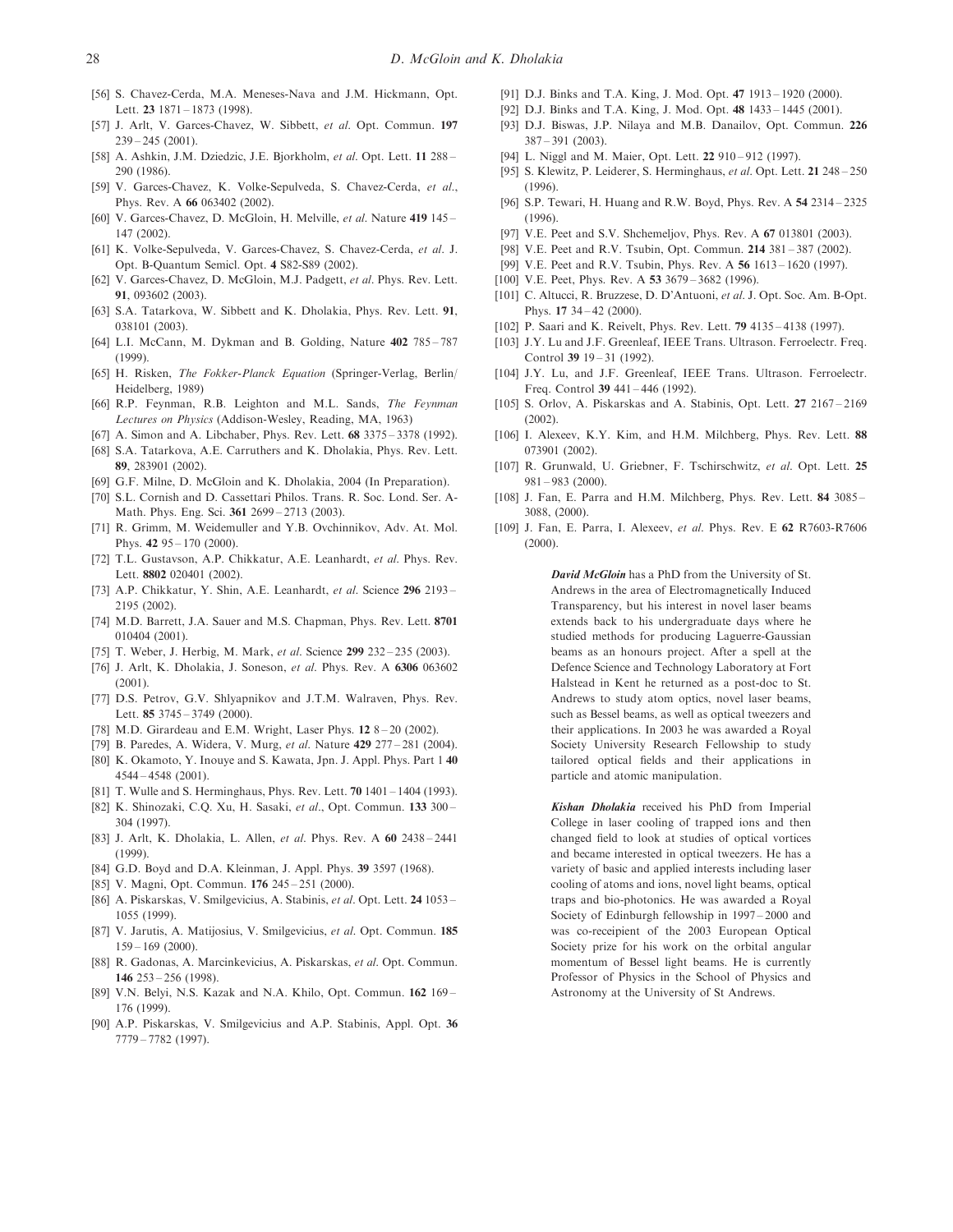[56] S. Chavez-Cerda, M.A. Meneses-Nava and J.M. Hickmann, Opt. Lett. **23** 1871 – 1873 (1998).

[57] J. Arlt, V. Garces-Chavez, W. Sibbett, *et al*. Opt. Commun. **197** 239 – 245 (2001).

[58] A. Ashkin, J.M. Dziedzic, J.E. Bjorkholm, *et al*. Opt. Lett. **11** 288 – 290 (1986).

[59] V. Garces-Chavez, K. Volke-Sepulveda, S. Chavez-Cerda, *et al*., Phys. Rev. A **66** 063402 (2002).

[60] V. Garces-Chavez, D. McGloin, H. Melville, *et al*. Nature **419** 145 – 147 (2002).

[61] K. Volke-Sepulveda, V. Garces-Chavez, S. Chavez-Cerda, *et al*. J. Opt. B-Quantum Semicl. Opt. **4** S82-S89 (2002).

[62] V. Garces-Chavez, D. McGloin, M.J. Padgett, *et al*. Phys. Rev. Lett. **91**, 093602 (2003).

[63] S.A. Tatarkova, W. Sibbett and K. Dholakia, Phys. Rev. Lett. **91**, 038101 (2003).

[64] L.I. McCann, M. Dykman and B. Golding, Nature **402** 785 – 787 (1999).

[65] H. Risken, *The Fokker-Planck Equation* (Springer-Verlag, Berlin/Heidelberg, 1989)

[66] R.P. Feynman, R.B. Leighton and M.L. Sands, *The Feynman Lectures on Physics* (Addison-Wesley, Reading, MA, 1963)

[67] A. Simon and A. Libchaber, Phys. Rev. Lett. **68** 3375 – 3378 (1992).

[68] S.A. Tatarkova, A.E. Carruthers and K. Dholakia, Phys. Rev. Lett. **89**, 283901 (2002).

[69] G.F. Milne, D. McGloin and K. Dholakia, 2004 (In Preparation).

[70] S.L. Cornish and D. Cassettari Philos. Trans. R. Soc. Lond. Ser. A-Math. Phys. Eng. Sci. **361** 2699 – 2713 (2003).

[71] R. Grimm, M. Weidemuller and Y.B. Ovchinnikov, Adv. At. Mol. Phys. **42** 95 – 170 (2000).

[72] T.L. Gustavson, A.P. Chikkatur, A.E. Leanhardt, *et al*. Phys. Rev. Lett. **8802** 020401 (2002).

[73] A.P. Chikkatur, Y. Shin, A.E. Leanhardt, *et al*. Science **296** 2193 – 2195 (2002).

[74] M.D. Barrett, J.A. Sauer and M.S. Chapman, Phys. Rev. Lett. **8701** 010404 (2001).

[75] T. Weber, J. Herbig, M. Mark, *et al*. Science **299** 232 – 235 (2003).

[76] J. Arlt, K. Dholakia, J. Soneson, *et al*. Phys. Rev. A **6306** 063602 (2001).

[77] D.S. Petrov, G.V. Shlyapnikov and J.T.M. Walraven, Phys. Rev. Lett. **85** 3745 – 3749 (2000).

[78] M.D. Girardeau and E.M. Wright, Laser Phys. **12** 8 – 20 (2002).

[79] B. Paredes, A. Widera, V. Murg, *et al*. Nature **429** 277 – 281 (2004).

[80] K. Okamoto, Y. Inouye and S. Kawata, Jpn. J. Appl. Phys. Part 1 **40** 4544 – 4548 (2001).

[81] T. Wulle and S. Herminghaus, Phys. Rev. Lett. **70** 1401 – 1404 (1993).

[82] K. Shinozaki, C.Q. Xu, H. Sasaki, *et al*., Opt. Commun. **133** 300 – 304 (1997).

[83] J. Arlt, K. Dholakia, L. Allen, *et al*. Phys. Rev. A **60** 2438 – 2441 (1999).

[84] G.D. Boyd and D.A. Kleinman, J. Appl. Phys. **39** 3597 (1968).

[85] V. Magni, Opt. Commun. **176** 245 – 251 (2000).

[86] A. Piskarskas, V. Smilgevicius, A. Stabinis, *et al*. Opt. Lett. **24** 1053 – 1055 (1999).

[87] V. Jarutis, A. Matijosius, V. Smilgevicius, *et al*. Opt. Commun. **185** 159 – 169 (2000).

[88] R. Gadonas, A. Marcinkevicius, A. Piskarskas, *et al*. Opt. Commun. **146** 253 – 256 (1998).

[89] V.N. Belyi, N.S. Kazak and N.A. Khilo, Opt. Commun. **162** 169 – 176 (1999).

[90] A.P. Piskarskas, V. Smilgevicius and A.P. Stabinis, Appl. Opt. **36** 7779 – 7782 (1997).

[91] D.J. Binks and T.A. King, J. Mod. Opt. **47** 1913 – 1920 (2000).

[92] D.J. Binks and T.A. King, J. Mod. Opt. **48** 1433 – 1445 (2001).

[93] D.J. Biswas, J.P. Nilaya and M.B. Danailov, Opt. Commun. **226** 387 – 391 (2003).

[94] L. Niggl and M. Maier, Opt. Lett. **22** 910 – 912 (1997).

[95] S. Klewitz, P. Leiderer, S. Herminghaus, *et al*. Opt. Lett. **21** 248 – 250 (1996).

[96] S.P. Tewari, H. Huang and R.W. Boyd, Phys. Rev. A **54** 2314 – 2325 (1996).

[97] V.E. Peet and S.V. Shchemeljov, Phys. Rev. A **67** 013801 (2003).

[98] V.E. Peet and R.V. Tsubin, Opt. Commun. **214** 381 – 387 (2002).

[99] V.E. Peet and R.V. Tsubin, Phys. Rev. A **56** 1613 – 1620 (1997).

[100] V.E. Peet, Phys. Rev. A **53** 3679 – 3682 (1996).

[101] C. Altucci, R. Bruzzese, D. D'Antuoni, *et al*. J. Opt. Soc. Am. B-Opt. Phys. **17** 34 – 42 (2000).

[102] P. Saari and K. Reivelt, Phys. Rev. Lett. **79** 4135 – 4138 (1997).

[103] J.Y. Lu and J.F. Greenleaf, IEEE Trans. Ultrason. Ferroelectr. Freq. Control **39** 19 – 31 (1992).

[104] J.Y. Lu, and J.F. Greenleaf, IEEE Trans. Ultrason. Ferroelectr. Freq. Control **39** 441 – 446 (1992).

[105] S. Orlov, A. Piskarskas and A. Stabinis, Opt. Lett. **27** 2167 – 2169 (2002).

[106] I. Alexeev, K.Y. Kim, and H.M. Milchberg, Phys. Rev. Lett. **88** 073901 (2002).

[107] R. Grunwald, U. Griebner, F. Tschirschwitz, *et al*. Opt. Lett. **25** 981 – 983 (2000).

[108] J. Fan, E. Parra and H.M. Milchberg, Phys. Rev. Lett. **84** 3085 – 3088, (2000).

[109] J. Fan, E. Parra, I. Alexeev, *et al*. Phys. Rev. E **62** R7603-R7606 (2000).

***David McGloin*** has a PhD from the University of St. Andrews in the area of Electromagnetically Induced Transparency, but his interest in novel laser beams extends back to his undergraduate days where he studied methods for producing Laguerre-Gaussian beams as an honours project. After a spell at the Defence Science and Technology Laboratory at Fort Halstead in Kent he returned as a post-doc to St. Andrews to study atom optics, novel laser beams, such as Bessel beams, as well as optical tweezers and their applications. In 2003 he was awarded a Royal Society University Research Fellowship to study tailored optical fields and their applications in particle and atomic manipulation.

***Kishan Dholakia*** received his PhD from Imperial College in laser cooling of trapped ions and then changed field to look at studies of optical vortices and became interested in optical tweezers. He has a variety of basic and applied interests including laser cooling of atoms and ions, novel light beams, optical traps and bio-photonics. He was awarded a Royal Society of Edinburgh fellowship in 1997 – 2000 and was co-receipient of the 2003 European Optical Society prize for his work on the orbital angular momentum of Bessel light beams. He is currently Professor of Physics in the School of Physics and Astronomy at the University of St Andrews.